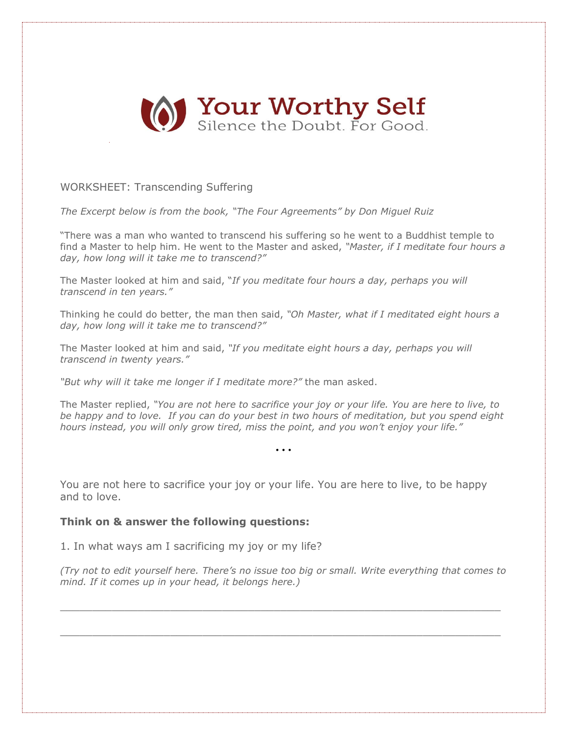# Your Worthy Self

Silence the Doubt. For Good.

WORKSHEET: Transcending Suffering

*The Excerpt below is from the book, "The Four Agreements" by Don Miguel Ruiz*

"There was a man who wanted to transcend his suffering so he went to a Buddhist temple to find a Master to help him. He went to the Master and asked, *"Master, if I meditate four hours a day, how long will it take me to transcend?"*

The Master looked at him and said, "*If you meditate four hours a day, perhaps you will transcend in ten years."*

Thinking he could do better, the man then said, *"Oh Master, what if I meditated eight hours a day, how long will it take me to transcend?"*

The Master looked at him and said, *"If you meditate eight hours a day, perhaps you will transcend in twenty years."*

*"But why will it take me longer if I meditate more?"* the man asked.

The Master replied, *"You are not here to sacrifice your joy or your life. You are here to live, to be happy and to love. If you can do your best in two hours of meditation, but you spend eight hours instead, you will only grow tired, miss the point, and you won't enjoy your life."*

...

You are not here to sacrifice your joy or your life. You are here to live, to be happy and to love.

**Think on & answer the following questions:**

1. In what ways am I sacrificing my joy or my life?

*(Try not to edit yourself here. There's no issue too big or small. Write everything that comes to mind. If it comes up in your head, it belongs here.)*

_______________________________________________________________

_______________________________________________________________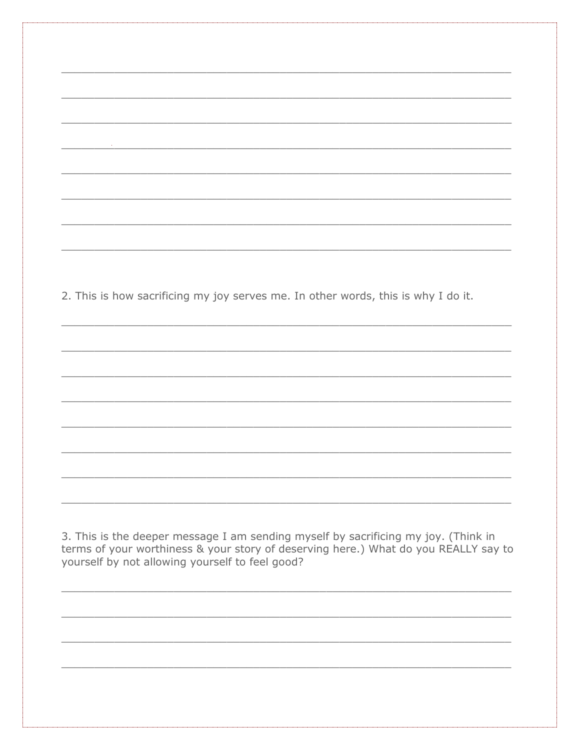\_\_\_\_\_\_\_\_\_\_\_\_\_\_\_\_\_\_\_\_\_\_\_\_\_\_\_\_\_\_\_\_\_\_\_\_\_\_\_\_\_\_\_\_\_\_\_\_\_\_\_\_\_\_\_\_\_\_\_\_\_\_

\_\_\_\_\_\_\_\_\_\_\_\_\_\_\_\_\_\_\_\_\_\_\_\_\_\_\_\_\_\_\_\_\_\_\_\_\_\_\_\_\_\_\_\_\_\_\_\_\_\_\_\_\_\_\_\_\_\_\_\_\_\_

\_\_\_\_\_\_\_\_\_\_\_\_\_\_\_\_\_\_\_\_\_\_\_\_\_\_\_\_\_\_\_\_\_\_\_\_\_\_\_\_\_\_\_\_\_\_\_\_\_\_\_\_\_\_\_\_\_\_\_\_\_\_

\_\_\_\_\_\_\_\_\_\_\_\_\_\_\_\_\_\_\_\_\_\_\_\_\_\_\_\_\_\_\_\_\_\_\_\_\_\_\_\_\_\_\_\_\_\_\_\_\_\_\_\_\_\_\_\_\_\_\_\_\_\_

\_\_\_\_\_\_\_\_\_\_\_\_\_\_\_\_\_\_\_\_\_\_\_\_\_\_\_\_\_\_\_\_\_\_\_\_\_\_\_\_\_\_\_\_\_\_\_\_\_\_\_\_\_\_\_\_\_\_\_\_\_\_

\_\_\_\_\_\_\_\_\_\_\_\_\_\_\_\_\_\_\_\_\_\_\_\_\_\_\_\_\_\_\_\_\_\_\_\_\_\_\_\_\_\_\_\_\_\_\_\_\_\_\_\_\_\_\_\_\_\_\_\_\_\_

\_\_\_\_\_\_\_\_\_\_\_\_\_\_\_\_\_\_\_\_\_\_\_\_\_\_\_\_\_\_\_\_\_\_\_\_\_\_\_\_\_\_\_\_\_\_\_\_\_\_\_\_\_\_\_\_\_\_\_\_\_\_

\_\_\_\_\_\_\_\_\_\_\_\_\_\_\_\_\_\_\_\_\_\_\_\_\_\_\_\_\_\_\_\_\_\_\_\_\_\_\_\_\_\_\_\_\_\_\_\_\_\_\_\_\_\_\_\_\_\_\_\_\_\_

2. This is how sacrificing my joy serves me. In other words, this is why I do it.

\_\_\_\_\_\_\_\_\_\_\_\_\_\_\_\_\_\_\_\_\_\_\_\_\_\_\_\_\_\_\_\_\_\_\_\_\_\_\_\_\_\_\_\_\_\_\_\_\_\_\_\_\_\_\_\_\_\_\_\_\_\_

\_\_\_\_\_\_\_\_\_\_\_\_\_\_\_\_\_\_\_\_\_\_\_\_\_\_\_\_\_\_\_\_\_\_\_\_\_\_\_\_\_\_\_\_\_\_\_\_\_\_\_\_\_\_\_\_\_\_\_\_\_\_

\_\_\_\_\_\_\_\_\_\_\_\_\_\_\_\_\_\_\_\_\_\_\_\_\_\_\_\_\_\_\_\_\_\_\_\_\_\_\_\_\_\_\_\_\_\_\_\_\_\_\_\_\_\_\_\_\_\_\_\_\_\_

\_\_\_\_\_\_\_\_\_\_\_\_\_\_\_\_\_\_\_\_\_\_\_\_\_\_\_\_\_\_\_\_\_\_\_\_\_\_\_\_\_\_\_\_\_\_\_\_\_\_\_\_\_\_\_\_\_\_\_\_\_\_

\_\_\_\_\_\_\_\_\_\_\_\_\_\_\_\_\_\_\_\_\_\_\_\_\_\_\_\_\_\_\_\_\_\_\_\_\_\_\_\_\_\_\_\_\_\_\_\_\_\_\_\_\_\_\_\_\_\_\_\_\_\_

\_\_\_\_\_\_\_\_\_\_\_\_\_\_\_\_\_\_\_\_\_\_\_\_\_\_\_\_\_\_\_\_\_\_\_\_\_\_\_\_\_\_\_\_\_\_\_\_\_\_\_\_\_\_\_\_\_\_\_\_\_\_

\_\_\_\_\_\_\_\_\_\_\_\_\_\_\_\_\_\_\_\_\_\_\_\_\_\_\_\_\_\_\_\_\_\_\_\_\_\_\_\_\_\_\_\_\_\_\_\_\_\_\_\_\_\_\_\_\_\_\_\_\_\_

\_\_\_\_\_\_\_\_\_\_\_\_\_\_\_\_\_\_\_\_\_\_\_\_\_\_\_\_\_\_\_\_\_\_\_\_\_\_\_\_\_\_\_\_\_\_\_\_\_\_\_\_\_\_\_\_\_\_\_\_\_\_

3. This is the deeper message I am sending myself by sacrificing my joy. (Think in terms of your worthiness & your story of deserving here.) What do you REALLY say to yourself by not allowing yourself to feel good?

\_\_\_\_\_\_\_\_\_\_\_\_\_\_\_\_\_\_\_\_\_\_\_\_\_\_\_\_\_\_\_\_\_\_\_\_\_\_\_\_\_\_\_\_\_\_\_\_\_\_\_\_\_\_\_\_\_\_\_\_\_\_

\_\_\_\_\_\_\_\_\_\_\_\_\_\_\_\_\_\_\_\_\_\_\_\_\_\_\_\_\_\_\_\_\_\_\_\_\_\_\_\_\_\_\_\_\_\_\_\_\_\_\_\_\_\_\_\_\_\_\_\_\_\_

\_\_\_\_\_\_\_\_\_\_\_\_\_\_\_\_\_\_\_\_\_\_\_\_\_\_\_\_\_\_\_\_\_\_\_\_\_\_\_\_\_\_\_\_\_\_\_\_\_\_\_\_\_\_\_\_\_\_\_\_\_\_

\_\_\_\_\_\_\_\_\_\_\_\_\_\_\_\_\_\_\_\_\_\_\_\_\_\_\_\_\_\_\_\_\_\_\_\_\_\_\_\_\_\_\_\_\_\_\_\_\_\_\_\_\_\_\_\_\_\_\_\_\_\_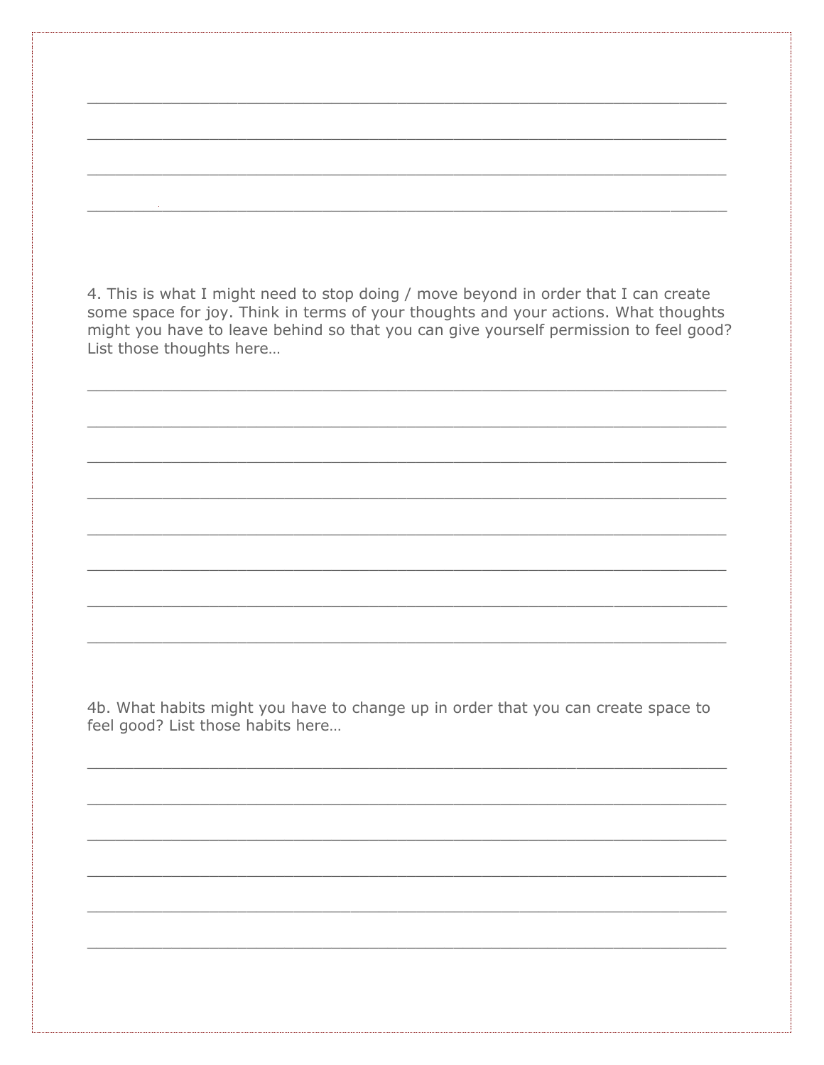4. This is what I might need to stop doing / move beyond in order that I can create some space for joy. Think in terms of your thoughts and your actions. What thoughts might you have to leave behind so that you can give yourself permission to feel good? List those thoughts here…

4b. What habits might you have to change up in order that you can create space to feel good? List those habits here…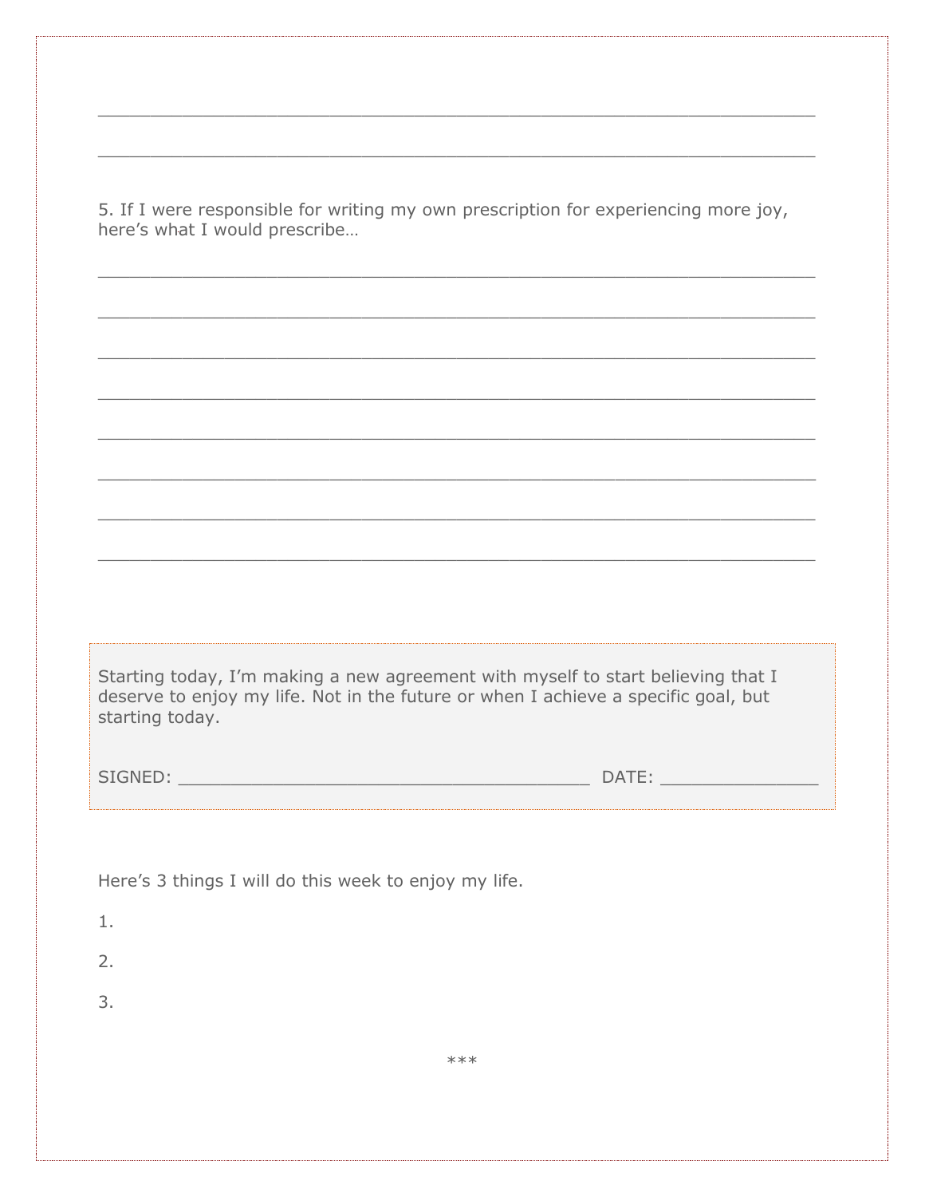\_\_\_\_\_\_\_\_\_\_\_\_\_\_\_\_\_\_\_\_\_\_\_\_\_\_\_\_\_\_\_\_\_\_\_\_\_\_\_\_\_\_\_\_\_\_\_\_\_\_\_\_\_\_\_\_\_\_\_\_

\_\_\_\_\_\_\_\_\_\_\_\_\_\_\_\_\_\_\_\_\_\_\_\_\_\_\_\_\_\_\_\_\_\_\_\_\_\_\_\_\_\_\_\_\_\_\_\_\_\_\_\_\_\_\_\_\_\_\_\_

5. If I were responsible for writing my own prescription for experiencing more joy, here's what I would prescribe…

\_\_\_\_\_\_\_\_\_\_\_\_\_\_\_\_\_\_\_\_\_\_\_\_\_\_\_\_\_\_\_\_\_\_\_\_\_\_\_\_\_\_\_\_\_\_\_\_\_\_\_\_\_\_\_\_\_\_\_\_

\_\_\_\_\_\_\_\_\_\_\_\_\_\_\_\_\_\_\_\_\_\_\_\_\_\_\_\_\_\_\_\_\_\_\_\_\_\_\_\_\_\_\_\_\_\_\_\_\_\_\_\_\_\_\_\_\_\_\_\_

\_\_\_\_\_\_\_\_\_\_\_\_\_\_\_\_\_\_\_\_\_\_\_\_\_\_\_\_\_\_\_\_\_\_\_\_\_\_\_\_\_\_\_\_\_\_\_\_\_\_\_\_\_\_\_\_\_\_\_\_

\_\_\_\_\_\_\_\_\_\_\_\_\_\_\_\_\_\_\_\_\_\_\_\_\_\_\_\_\_\_\_\_\_\_\_\_\_\_\_\_\_\_\_\_\_\_\_\_\_\_\_\_\_\_\_\_\_\_\_\_

\_\_\_\_\_\_\_\_\_\_\_\_\_\_\_\_\_\_\_\_\_\_\_\_\_\_\_\_\_\_\_\_\_\_\_\_\_\_\_\_\_\_\_\_\_\_\_\_\_\_\_\_\_\_\_\_\_\_\_\_

\_\_\_\_\_\_\_\_\_\_\_\_\_\_\_\_\_\_\_\_\_\_\_\_\_\_\_\_\_\_\_\_\_\_\_\_\_\_\_\_\_\_\_\_\_\_\_\_\_\_\_\_\_\_\_\_\_\_\_\_

\_\_\_\_\_\_\_\_\_\_\_\_\_\_\_\_\_\_\_\_\_\_\_\_\_\_\_\_\_\_\_\_\_\_\_\_\_\_\_\_\_\_\_\_\_\_\_\_\_\_\_\_\_\_\_\_\_\_\_\_

\_\_\_\_\_\_\_\_\_\_\_\_\_\_\_\_\_\_\_\_\_\_\_\_\_\_\_\_\_\_\_\_\_\_\_\_\_\_\_\_\_\_\_\_\_\_\_\_\_\_\_\_\_\_\_\_\_\_\_\_

> Starting today, I'm making a new agreement with myself to start believing that I deserve to enjoy my life. Not in the future or when I achieve a specific goal, but starting today.
>
> SIGNED: \_\_\_\_\_\_\_\_\_\_\_\_\_\_\_\_\_\_\_\_\_\_\_\_\_\_\_\_\_\_\_\_\_\_\_\_\_\_\_\_ DATE: \_\_\_\_\_\_\_\_\_\_\_\_\_\_\_

Here's 3 things I will do this week to enjoy my life.

1.

2.

3.

\*\*\*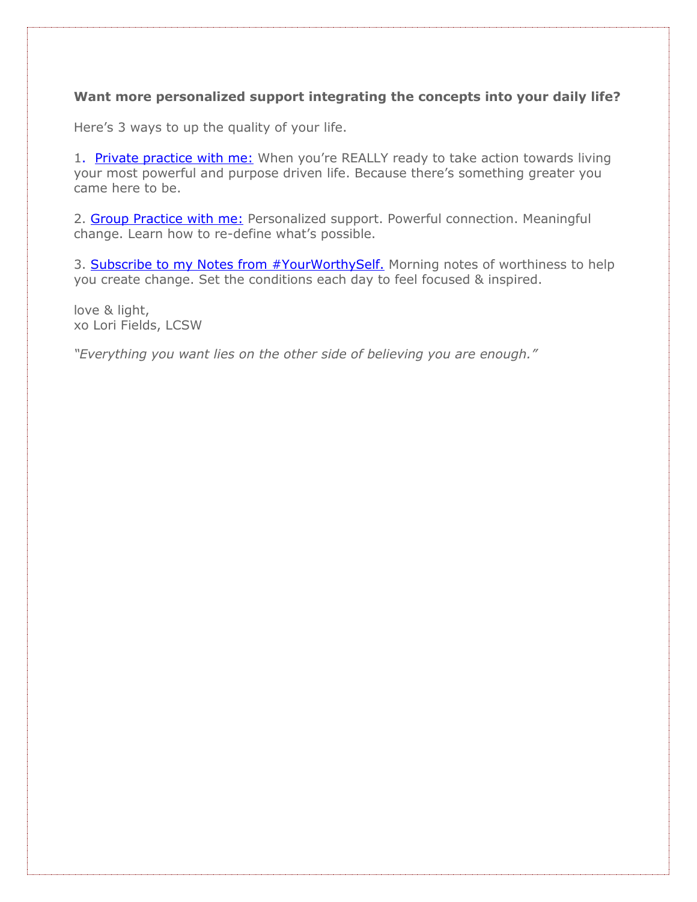**Want more personalized support integrating the concepts into your daily life?**

Here's 3 ways to up the quality of your life.

1. Private practice with me: When you're REALLY ready to take action towards living your most powerful and purpose driven life. Because there's something greater you came here to be.

2. Group Practice with me: Personalized support. Powerful connection. Meaningful change. Learn how to re-define what's possible.

3. Subscribe to my Notes from #YourWorthySelf. Morning notes of worthiness to help you create change. Set the conditions each day to feel focused & inspired.

love & light,  
xo Lori Fields, LCSW

*"Everything you want lies on the other side of believing you are enough."*